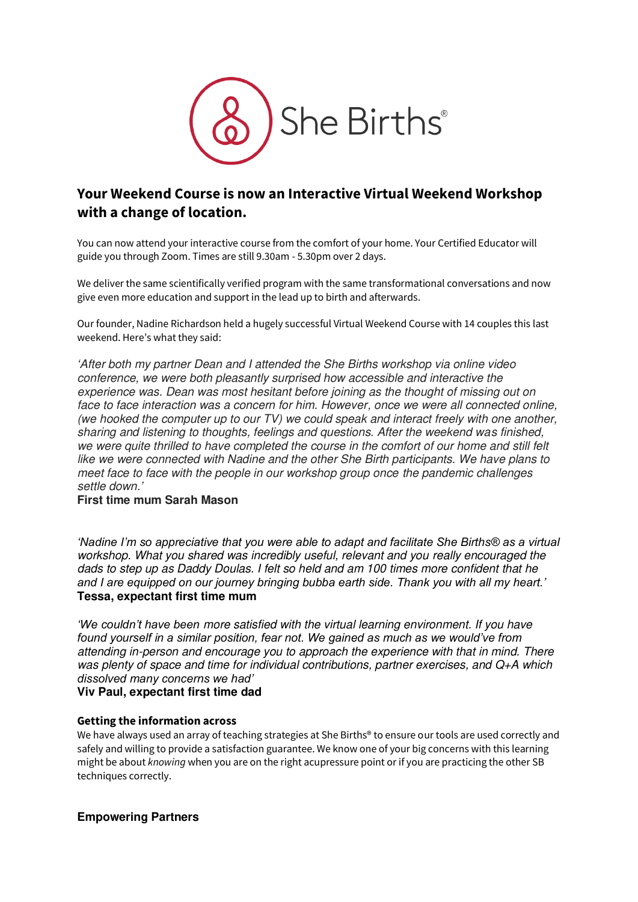She Births®

## Your Weekend Course is now an Interactive Virtual Weekend Workshop with a change of location.

You can now attend your interactive course from the comfort of your home. Your Certified Educator will guide you through Zoom. Times are still 9.30am - 5.30pm over 2 days.

We deliver the same scientifically verified program with the same transformational conversations and now give even more education and support in the lead up to birth and afterwards.

Our founder, Nadine Richardson held a hugely successful Virtual Weekend Course with 14 couples this last weekend. Here's what they said:

*'After both my partner Dean and I attended the She Births workshop via online video conference, we were both pleasantly surprised how accessible and interactive the experience was. Dean was most hesitant before joining as the thought of missing out on face to face interaction was a concern for him. However, once we were all connected online, (we hooked the computer up to our TV) we could speak and interact freely with one another, sharing and listening to thoughts, feelings and questions. After the weekend was finished, we were quite thrilled to have completed the course in the comfort of our home and still felt like we were connected with Nadine and the other She Birth participants. We have plans to meet face to face with the people in our workshop group once the pandemic challenges settle down.'*

**First time mum Sarah Mason**

*'Nadine I'm so appreciative that you were able to adapt and facilitate She Births® as a virtual workshop. What you shared was incredibly useful, relevant and you really encouraged the dads to step up as Daddy Doulas. I felt so held and am 100 times more confident that he and I are equipped on our journey bringing bubba earth side. Thank you with all my heart.'*

**Tessa, expectant first time mum**

*'We couldn't have been more satisfied with the virtual learning environment. If you have found yourself in a similar position, fear not. We gained as much as we would've from attending in-person and encourage you to approach the experience with that in mind. There was plenty of space and time for individual contributions, partner exercises, and Q+A which dissolved many concerns we had'*

**Viv Paul, expectant first time dad**

### Getting the information across

We have always used an array of teaching strategies at She Births® to ensure our tools are used correctly and safely and willing to provide a satisfaction guarantee. We know one of your big concerns with this learning might be about *knowing* when you are on the right acupressure point or if you are practicing the other SB techniques correctly.

### Empowering Partners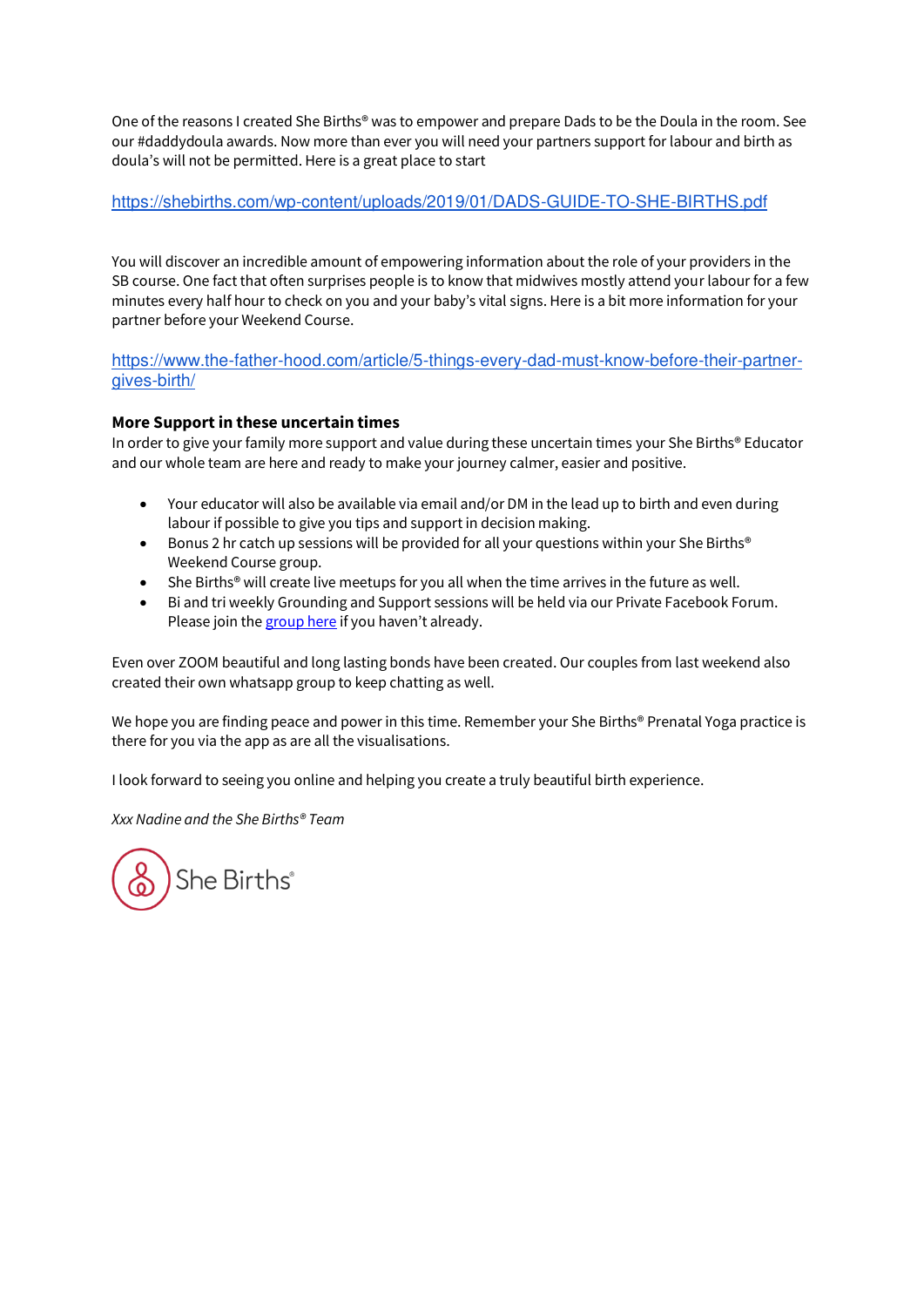One of the reasons I created She Births® was to empower and prepare Dads to be the Doula in the room. See our #daddydoula awards. Now more than ever you will need your partners support for labour and birth as doula's will not be permitted. Here is a great place to start

https://shebirths.com/wp-content/uploads/2019/01/DADS-GUIDE-TO-SHE-BIRTHS.pdf

You will discover an incredible amount of empowering information about the role of your providers in the SB course. One fact that often surprises people is to know that midwives mostly attend your labour for a few minutes every half hour to check on you and your baby's vital signs. Here is a bit more information for your partner before your Weekend Course.

https://www.the-father-hood.com/article/5-things-every-dad-must-know-before-their-partner-gives-birth/

**More Support in these uncertain times**

In order to give your family more support and value during these uncertain times your She Births® Educator and our whole team are here and ready to make your journey calmer, easier and positive.

- Your educator will also be available via email and/or DM in the lead up to birth and even during labour if possible to give you tips and support in decision making.
- Bonus 2 hr catch up sessions will be provided for all your questions within your She Births® Weekend Course group.
- She Births® will create live meetups for you all when the time arrives in the future as well.
- Bi and tri weekly Grounding and Support sessions will be held via our Private Facebook Forum. Please join the group here if you haven't already.

Even over ZOOM beautiful and long lasting bonds have been created. Our couples from last weekend also created their own whatsapp group to keep chatting as well.

We hope you are finding peace and power in this time. Remember your She Births® Prenatal Yoga practice is there for you via the app as are all the visualisations.

I look forward to seeing you online and helping you create a truly beautiful birth experience.

*Xxx Nadine and the She Births® Team*

She Births®